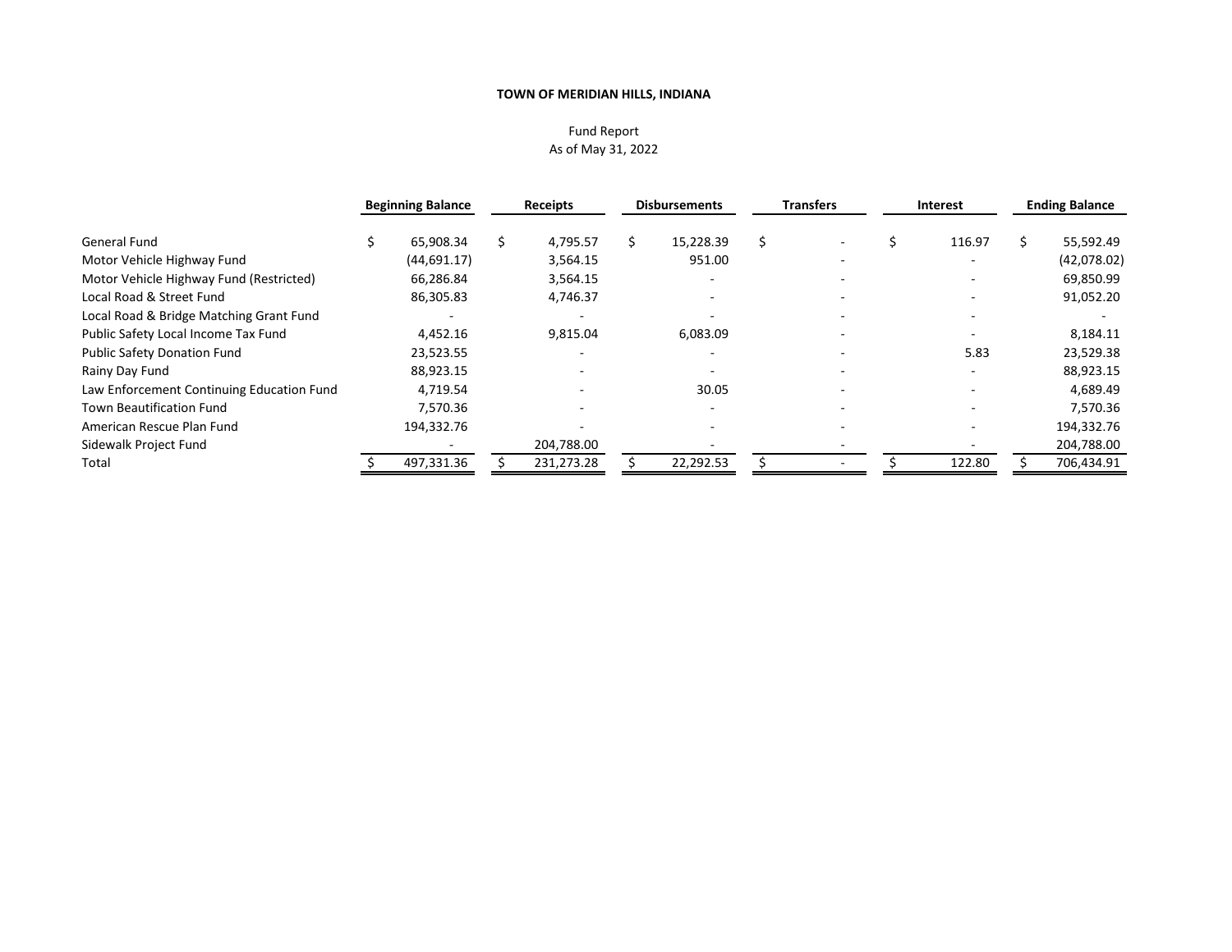**TOWN OF MERIDIAN HILLS, INDIANA**

Fund Report
As of May 31, 2022

| | Beginning Balance | Receipts | Disbursements | Transfers | Interest | Ending Balance |
|---|---|---|---|---|---|---|
| General Fund | $ 65,908.34 | $ 4,795.57 | $ 15,228.39 | $ - | $ 116.97 | $ 55,592.49 |
| Motor Vehicle Highway Fund | (44,691.17) | 3,564.15 | 951.00 | - | - | (42,078.02) |
| Motor Vehicle Highway Fund (Restricted) | 66,286.84 | 3,564.15 | - | - | - | 69,850.99 |
| Local Road & Street Fund | 86,305.83 | 4,746.37 | - | - | - | 91,052.20 |
| Local Road & Bridge Matching Grant Fund | - | - | - | - | - | - |
| Public Safety Local Income Tax Fund | 4,452.16 | 9,815.04 | 6,083.09 | - | - | 8,184.11 |
| Public Safety Donation Fund | 23,523.55 | - | - | - | 5.83 | 23,529.38 |
| Rainy Day Fund | 88,923.15 | - | - | - | - | 88,923.15 |
| Law Enforcement Continuing Education Fund | 4,719.54 | - | 30.05 | - | - | 4,689.49 |
| Town Beautification Fund | 7,570.36 | - | - | - | - | 7,570.36 |
| American Rescue Plan Fund | 194,332.76 | - | - | - | - | 194,332.76 |
| Sidewalk Project Fund | - | 204,788.00 | - | - | - | 204,788.00 |
| Total | $ 497,331.36 | $ 231,273.28 | $ 22,292.53 | $ - | $ 122.80 | $ 706,434.91 |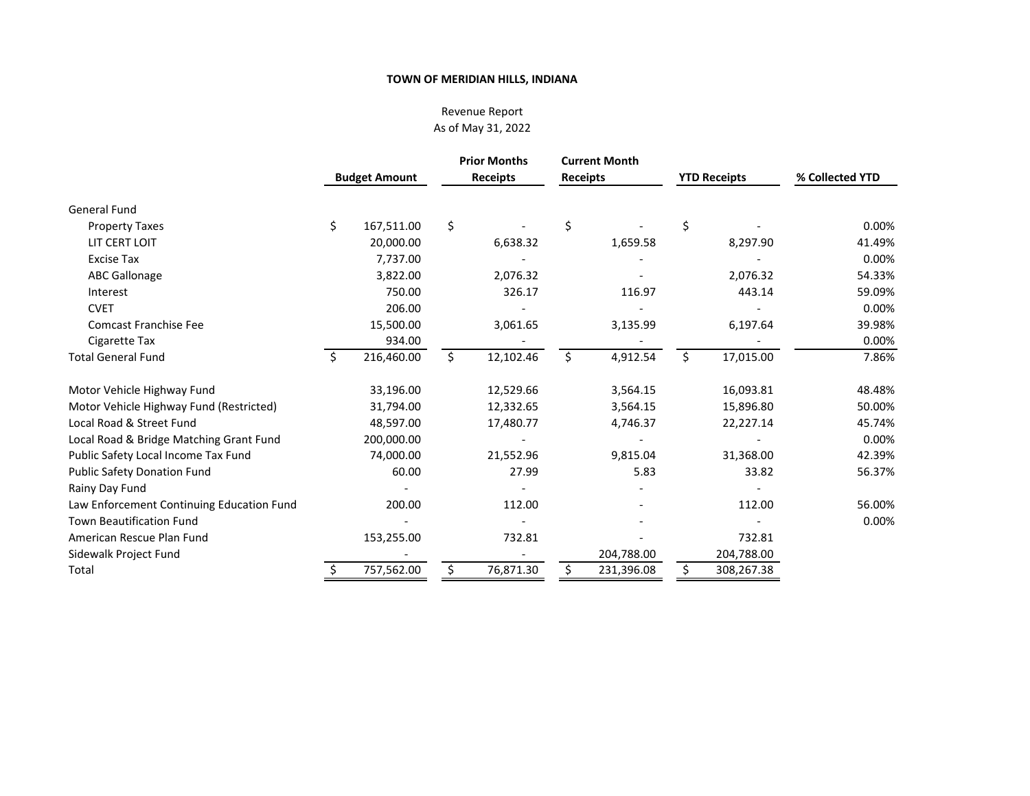**TOWN OF MERIDIAN HILLS, INDIANA**

Revenue Report
As of May 31, 2022

| | Budget Amount | Prior Months Receipts | Current Month Receipts | YTD Receipts | % Collected YTD |
|---|---|---|---|---|---|
| General Fund | | | | | |
| Property Taxes | $ 167,511.00 | $ - | $ - | $ - | 0.00% |
| LIT CERT LOIT | 20,000.00 | 6,638.32 | 1,659.58 | 8,297.90 | 41.49% |
| Excise Tax | 7,737.00 | - | - | - | 0.00% |
| ABC Gallonage | 3,822.00 | 2,076.32 | - | 2,076.32 | 54.33% |
| Interest | 750.00 | 326.17 | 116.97 | 443.14 | 59.09% |
| CVET | 206.00 | - | - | - | 0.00% |
| Comcast Franchise Fee | 15,500.00 | 3,061.65 | 3,135.99 | 6,197.64 | 39.98% |
| Cigarette Tax | 934.00 | - | - | - | 0.00% |
| Total General Fund | $ 216,460.00 | $ 12,102.46 | $ 4,912.54 | $ 17,015.00 | 7.86% |
| | | | | | |
| Motor Vehicle Highway Fund | 33,196.00 | 12,529.66 | 3,564.15 | 16,093.81 | 48.48% |
| Motor Vehicle Highway Fund (Restricted) | 31,794.00 | 12,332.65 | 3,564.15 | 15,896.80 | 50.00% |
| Local Road & Street Fund | 48,597.00 | 17,480.77 | 4,746.37 | 22,227.14 | 45.74% |
| Local Road & Bridge Matching Grant Fund | 200,000.00 | - | - | - | 0.00% |
| Public Safety Local Income Tax Fund | 74,000.00 | 21,552.96 | 9,815.04 | 31,368.00 | 42.39% |
| Public Safety Donation Fund | 60.00 | 27.99 | 5.83 | 33.82 | 56.37% |
| Rainy Day Fund | - | - | - | - | |
| Law Enforcement Continuing Education Fund | 200.00 | 112.00 | - | 112.00 | 56.00% |
| Town Beautification Fund | - | - | - | - | 0.00% |
| American Rescue Plan Fund | 153,255.00 | 732.81 | - | 732.81 | |
| Sidewalk Project Fund | - | - | 204,788.00 | 204,788.00 | |
| Total | $ 757,562.00 | $ 76,871.30 | $ 231,396.08 | $ 308,267.38 | |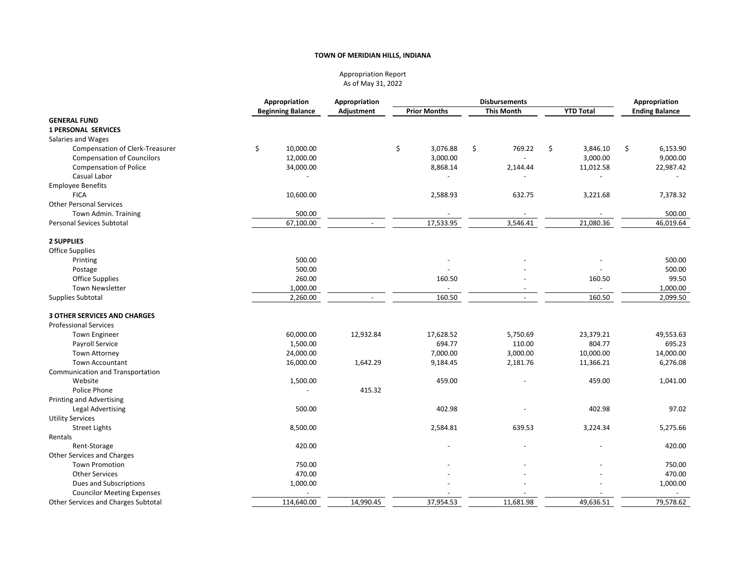**TOWN OF MERIDIAN HILLS, INDIANA**

Appropriation Report
As of May 31, 2022

| | Appropriation Beginning Balance | Appropriation Adjustment | Disbursements | | | Appropriation Ending Balance |
|---|---|---|---|---|---|---|
| | | | Prior Months | This Month | YTD Total | |
| **GENERAL FUND** | | | | | | |
| **1 PERSONAL SERVICES** | | | | | | |
| Salaries and Wages | | | | | | |
| Compensation of Clerk-Treasurer | $ 10,000.00 | | $ 3,076.88 | $ 769.22 | $ 3,846.10 | $ 6,153.90 |
| Compensation of Councilors | 12,000.00 | | 3,000.00 | - | 3,000.00 | 9,000.00 |
| Compensation of Police | 34,000.00 | | 8,868.14 | 2,144.44 | 11,012.58 | 22,987.42 |
| Casual Labor | - | | - | - | - | - |
| Employee Benefits | | | | | | |
| FICA | 10,600.00 | | 2,588.93 | 632.75 | 3,221.68 | 7,378.32 |
| Other Personal Services | | | | | | |
| Town Admin. Training | 500.00 | | - | - | - | 500.00 |
| Personal Sevices Subtotal | 67,100.00 | - | 17,533.95 | 3,546.41 | 21,080.36 | 46,019.64 |
| **2 SUPPLIES** | | | | | | |
| Office Supplies | | | | | | |
| Printing | 500.00 | | - | - | - | 500.00 |
| Postage | 500.00 | | - | - | - | 500.00 |
| Office Supplies | 260.00 | | 160.50 | - | 160.50 | 99.50 |
| Town Newsletter | 1,000.00 | | - | - | - | 1,000.00 |
| Supplies Subtotal | 2,260.00 | - | 160.50 | - | 160.50 | 2,099.50 |
| **3 OTHER SERVICES AND CHARGES** | | | | | | |
| Professional Services | | | | | | |
| Town Engineer | 60,000.00 | 12,932.84 | 17,628.52 | 5,750.69 | 23,379.21 | 49,553.63 |
| Payroll Service | 1,500.00 | | 694.77 | 110.00 | 804.77 | 695.23 |
| Town Attorney | 24,000.00 | | 7,000.00 | 3,000.00 | 10,000.00 | 14,000.00 |
| Town Accountant | 16,000.00 | 1,642.29 | 9,184.45 | 2,181.76 | 11,366.21 | 6,276.08 |
| Communication and Transportation | | | | | | |
| Website | 1,500.00 | | 459.00 | - | 459.00 | 1,041.00 |
| Police Phone | - | 415.32 | | | | |
| Printing and Advertising | | | | | | |
| Legal Advertising | 500.00 | | 402.98 | - | 402.98 | 97.02 |
| Utility Services | | | | | | |
| Street Lights | 8,500.00 | | 2,584.81 | 639.53 | 3,224.34 | 5,275.66 |
| Rentals | | | | | | |
| Rent-Storage | 420.00 | | - | - | - | 420.00 |
| Other Services and Charges | | | | | | |
| Town Promotion | 750.00 | | - | - | - | 750.00 |
| Other Services | 470.00 | | - | - | - | 470.00 |
| Dues and Subscriptions | 1,000.00 | | - | - | - | 1,000.00 |
| Councilor Meeting Expenses | - | | - | - | - | - |
| Other Services and Charges Subtotal | 114,640.00 | 14,990.45 | 37,954.53 | 11,681.98 | 49,636.51 | 79,578.62 |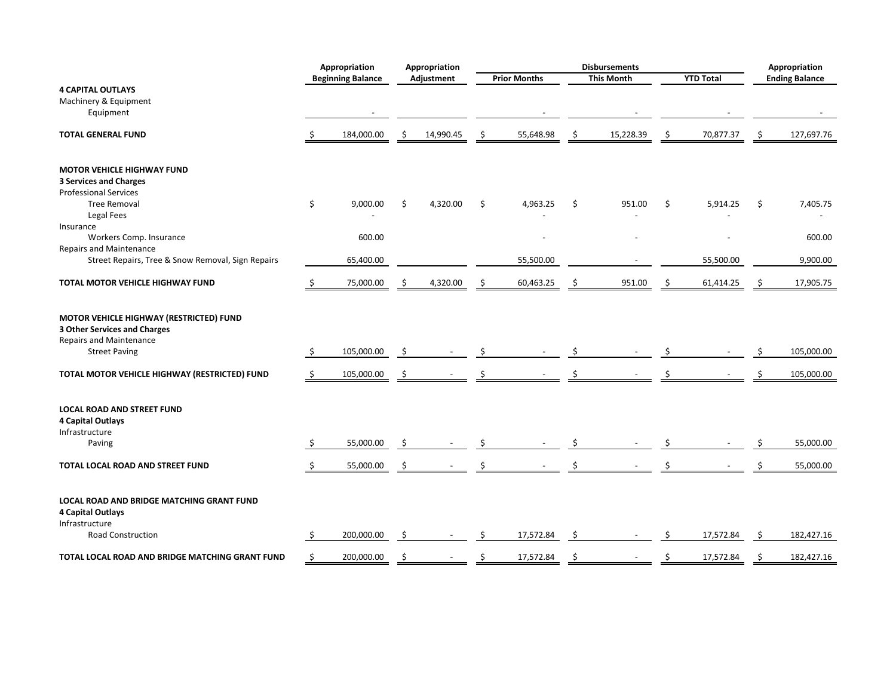| | Appropriation Beginning Balance | Appropriation Adjustment | Disbursements Prior Months | Disbursements This Month | Disbursements YTD Total | Appropriation Ending Balance |
|---|---|---|---|---|---|---|
| **4 CAPITAL OUTLAYS** | | | | | | |
| Machinery & Equipment | | | | | | |
| Equipment | - | | - | - | - | - |
| **TOTAL GENERAL FUND** | $ 184,000.00 | $ 14,990.45 | $ 55,648.98 | $ 15,228.39 | $ 70,877.37 | $ 127,697.76 |
| | | | | | | |
| **MOTOR VEHICLE HIGHWAY FUND** | | | | | | |
| **3 Services and Charges** | | | | | | |
| Professional Services | | | | | | |
| Tree Removal | $ 9,000.00 | $ 4,320.00 | $ 4,963.25 | $ 951.00 | $ 5,914.25 | $ 7,405.75 |
| Legal Fees | - | | - | - | - | - |
| Insurance | | | | | | |
| Workers Comp. Insurance | 600.00 | | - | - | - | 600.00 |
| Repairs and Maintenance | | | | | | |
| Street Repairs, Tree & Snow Removal, Sign Repairs | 65,400.00 | | 55,500.00 | - | 55,500.00 | 9,900.00 |
| **TOTAL MOTOR VEHICLE HIGHWAY FUND** | $ 75,000.00 | $ 4,320.00 | $ 60,463.25 | $ 951.00 | $ 61,414.25 | $ 17,905.75 |
| | | | | | | |
| **MOTOR VEHICLE HIGHWAY (RESTRICTED) FUND** | | | | | | |
| **3 Other Services and Charges** | | | | | | |
| Repairs and Maintenance | | | | | | |
| Street Paving | $ 105,000.00 | $ - | $ - | $ - | $ - | $ 105,000.00 |
| **TOTAL MOTOR VEHICLE HIGHWAY (RESTRICTED) FUND** | $ 105,000.00 | $ - | $ - | $ - | $ - | $ 105,000.00 |
| | | | | | | |
| **LOCAL ROAD AND STREET FUND** | | | | | | |
| **4 Capital Outlays** | | | | | | |
| Infrastructure | | | | | | |
| Paving | $ 55,000.00 | $ - | $ - | $ - | $ - | $ 55,000.00 |
| **TOTAL LOCAL ROAD AND STREET FUND** | $ 55,000.00 | $ - | $ - | $ - | $ - | $ 55,000.00 |
| | | | | | | |
| **LOCAL ROAD AND BRIDGE MATCHING GRANT FUND** | | | | | | |
| **4 Capital Outlays** | | | | | | |
| Infrastructure | | | | | | |
| Road Construction | $ 200,000.00 | $ - | $ 17,572.84 | $ - | $ 17,572.84 | $ 182,427.16 |
| **TOTAL LOCAL ROAD AND BRIDGE MATCHING GRANT FUND** | $ 200,000.00 | $ - | $ 17,572.84 | $ - | $ 17,572.84 | $ 182,427.16 |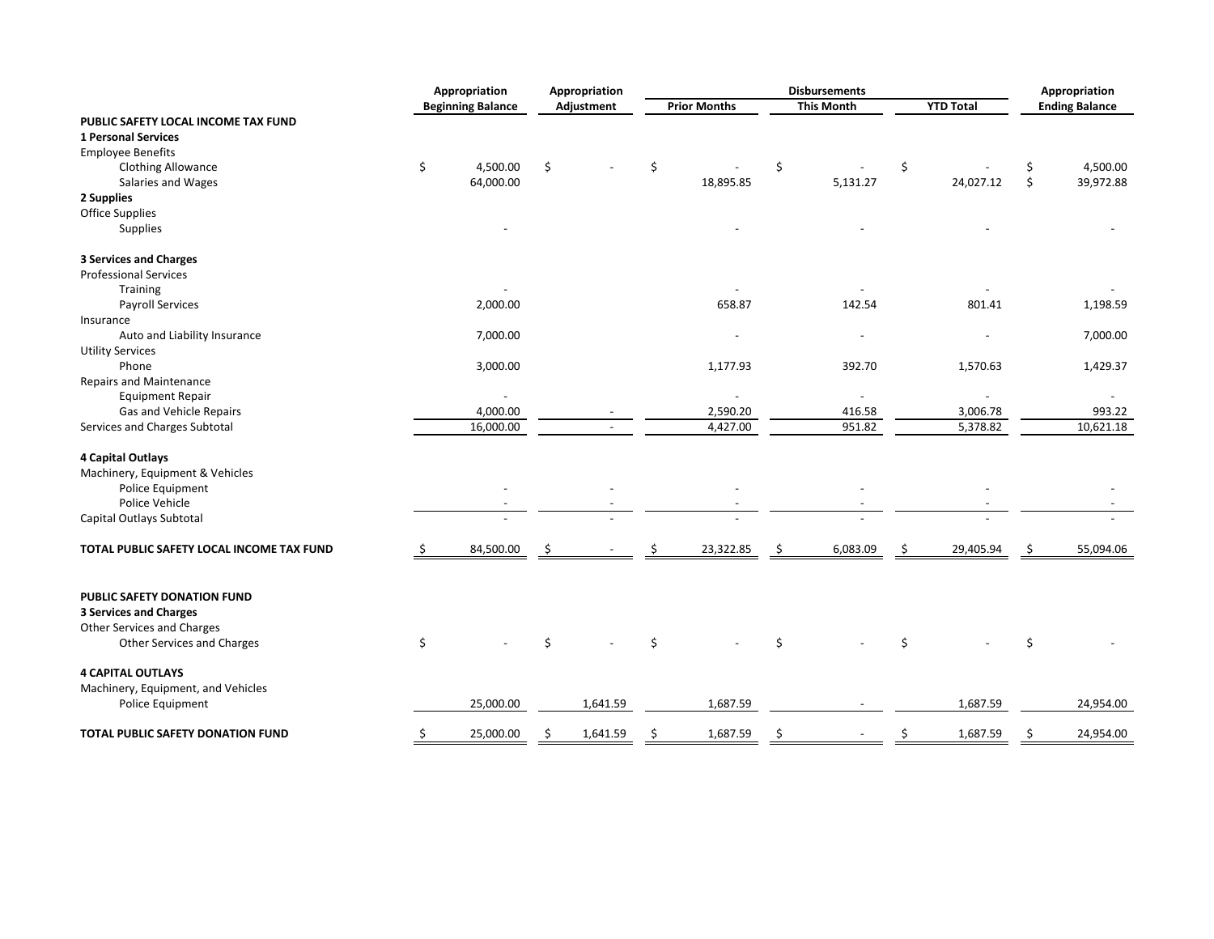| | Appropriation Beginning Balance | Appropriation Adjustment | Disbursements Prior Months | Disbursements This Month | Disbursements YTD Total | Appropriation Ending Balance |
|---|---|---|---|---|---|---|
| **PUBLIC SAFETY LOCAL INCOME TAX FUND** | | | | | | |
| **1 Personal Services** | | | | | | |
| Employee Benefits | | | | | | |
| Clothing Allowance | $ 4,500.00 | $ - | $ - | $ - | $ - | $ 4,500.00 |
| Salaries and Wages | 64,000.00 | | 18,895.85 | 5,131.27 | 24,027.12 | $ 39,972.88 |
| **2 Supplies** | | | | | | |
| Office Supplies | | | | | | |
| Supplies | - | | - | - | - | - |
| **3 Services and Charges** | | | | | | |
| Professional Services | | | | | | |
| Training | - | | - | - | - | - |
| Payroll Services | 2,000.00 | | 658.87 | 142.54 | 801.41 | 1,198.59 |
| Insurance | | | | | | |
| Auto and Liability Insurance | 7,000.00 | | - | - | - | 7,000.00 |
| Utility Services | | | | | | |
| Phone | 3,000.00 | | 1,177.93 | 392.70 | 1,570.63 | 1,429.37 |
| Repairs and Maintenance | | | | | | |
| Equipment Repair | - | | - | - | - | - |
| Gas and Vehicle Repairs | 4,000.00 | - | 2,590.20 | 416.58 | 3,006.78 | 993.22 |
| Services and Charges Subtotal | 16,000.00 | - | 4,427.00 | 951.82 | 5,378.82 | 10,621.18 |
| **4 Capital Outlays** | | | | | | |
| Machinery, Equipment & Vehicles | | | | | | |
| Police Equipment | - | - | - | - | - | - |
| Police Vehicle | - | - | - | - | - | - |
| Capital Outlays Subtotal | - | - | - | - | - | - |
| **TOTAL PUBLIC SAFETY LOCAL INCOME TAX FUND** | $ 84,500.00 | $ - | $ 23,322.85 | $ 6,083.09 | $ 29,405.94 | $ 55,094.06 |
| | | | | | | |
| **PUBLIC SAFETY DONATION FUND** | | | | | | |
| **3 Services and Charges** | | | | | | |
| Other Services and Charges | | | | | | |
| Other Services and Charges | $ - | $ - | $ - | $ - | $ - | $ - |
| **4 CAPITAL OUTLAYS** | | | | | | |
| Machinery, Equipment, and Vehicles | | | | | | |
| Police Equipment | 25,000.00 | 1,641.59 | 1,687.59 | - | 1,687.59 | 24,954.00 |
| **TOTAL PUBLIC SAFETY DONATION FUND** | $ 25,000.00 | $ 1,641.59 | $ 1,687.59 | $ - | $ 1,687.59 | $ 24,954.00 |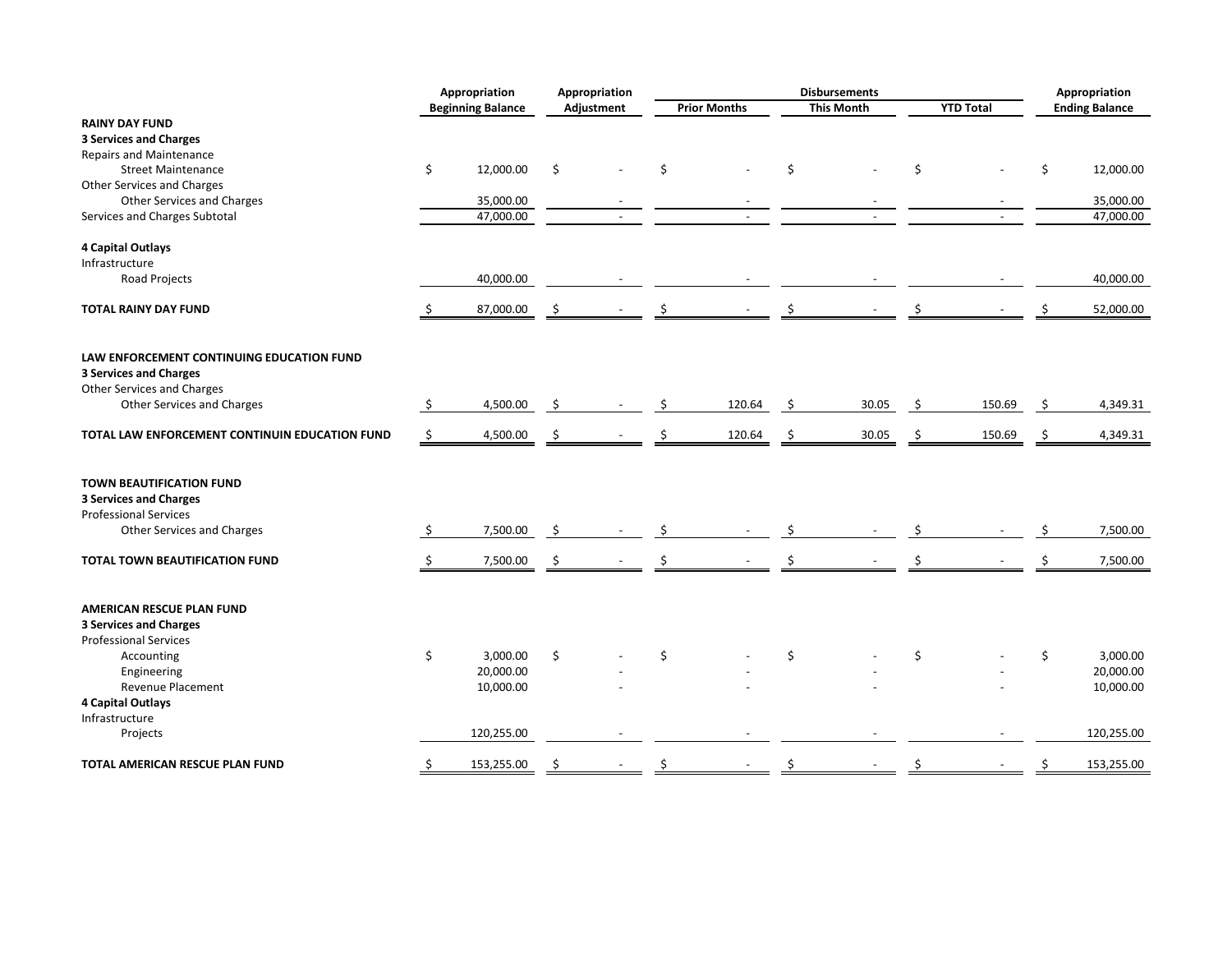| | Appropriation Beginning Balance | Appropriation Adjustment | Disbursements Prior Months | Disbursements This Month | Disbursements YTD Total | Appropriation Ending Balance |
|---|---|---|---|---|---|---|
| **RAINY DAY FUND** | | | | | | |
| **3 Services and Charges** | | | | | | |
| Repairs and Maintenance | | | | | | |
| Street Maintenance | $ 12,000.00 | $ - | $ - | $ - | $ - | $ 12,000.00 |
| Other Services and Charges | | | | | | |
| Other Services and Charges | 35,000.00 | - | - | - | - | 35,000.00 |
| Services and Charges Subtotal | 47,000.00 | - | - | - | - | 47,000.00 |
| **4 Capital Outlays** | | | | | | |
| Infrastructure | | | | | | |
| Road Projects | 40,000.00 | - | - | - | - | 40,000.00 |
| **TOTAL RAINY DAY FUND** | $ 87,000.00 | $ - | $ - | $ - | $ - | $ 52,000.00 |
| | | | | | | |
| **LAW ENFORCEMENT CONTINUING EDUCATION FUND** | | | | | | |
| **3 Services and Charges** | | | | | | |
| Other Services and Charges | | | | | | |
| Other Services and Charges | $ 4,500.00 | $ - | $ 120.64 | $ 30.05 | $ 150.69 | $ 4,349.31 |
| **TOTAL LAW ENFORCEMENT CONTINUIN EDUCATION FUND** | $ 4,500.00 | $ - | $ 120.64 | $ 30.05 | $ 150.69 | $ 4,349.31 |
| | | | | | | |
| **TOWN BEAUTIFICATION FUND** | | | | | | |
| **3 Services and Charges** | | | | | | |
| Professional Services | | | | | | |
| Other Services and Charges | $ 7,500.00 | $ - | $ - | $ - | $ - | $ 7,500.00 |
| **TOTAL TOWN BEAUTIFICATION FUND** | $ 7,500.00 | $ - | $ - | $ - | $ - | $ 7,500.00 |
| | | | | | | |
| **AMERICAN RESCUE PLAN FUND** | | | | | | |
| **3 Services and Charges** | | | | | | |
| Professional Services | | | | | | |
| Accounting | $ 3,000.00 | $ - | $ - | $ - | $ - | $ 3,000.00 |
| Engineering | 20,000.00 | - | - | - | - | 20,000.00 |
| Revenue Placement | 10,000.00 | - | - | - | - | 10,000.00 |
| **4 Capital Outlays** | | | | | | |
| Infrastructure | | | | | | |
| Projects | 120,255.00 | - | - | - | - | 120,255.00 |
| **TOTAL AMERICAN RESCUE PLAN FUND** | $ 153,255.00 | $ - | $ - | $ - | $ - | $ 153,255.00 |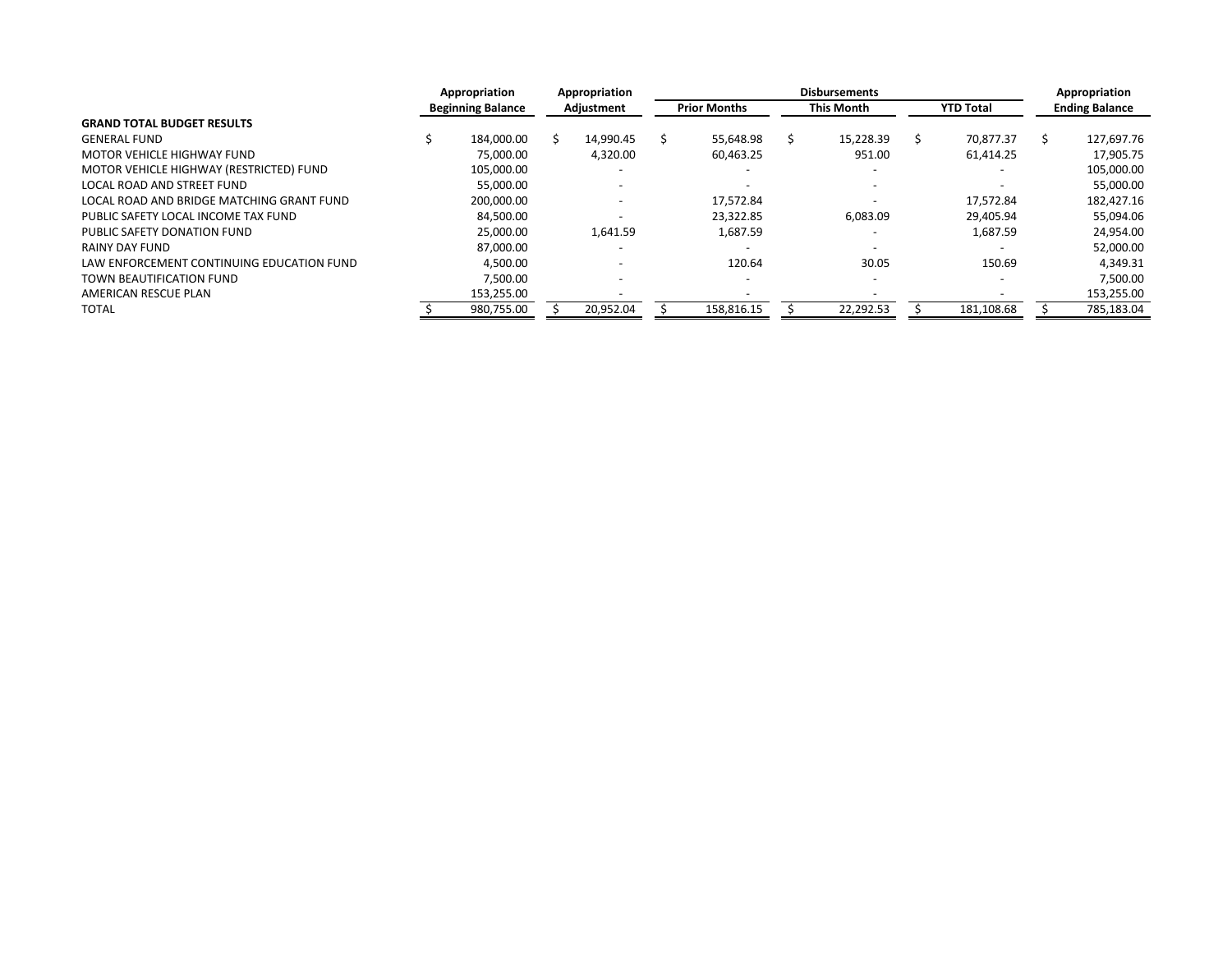| | Appropriation Beginning Balance | Appropriation Adjustment | Disbursements | | | Appropriation Ending Balance |
|---|---|---|---|---|---|---|
| | | | Prior Months | This Month | YTD Total | |
| **GRAND TOTAL BUDGET RESULTS** | | | | | | |
| GENERAL FUND | $ 184,000.00 | $ 14,990.45 | $ 55,648.98 | $ 15,228.39 | $ 70,877.37 | $ 127,697.76 |
| MOTOR VEHICLE HIGHWAY FUND | 75,000.00 | 4,320.00 | 60,463.25 | 951.00 | 61,414.25 | 17,905.75 |
| MOTOR VEHICLE HIGHWAY (RESTRICTED) FUND | 105,000.00 | - | - | - | - | 105,000.00 |
| LOCAL ROAD AND STREET FUND | 55,000.00 | - | - | - | - | 55,000.00 |
| LOCAL ROAD AND BRIDGE MATCHING GRANT FUND | 200,000.00 | - | 17,572.84 | - | 17,572.84 | 182,427.16 |
| PUBLIC SAFETY LOCAL INCOME TAX FUND | 84,500.00 | - | 23,322.85 | 6,083.09 | 29,405.94 | 55,094.06 |
| PUBLIC SAFETY DONATION FUND | 25,000.00 | 1,641.59 | 1,687.59 | - | 1,687.59 | 24,954.00 |
| RAINY DAY FUND | 87,000.00 | - | - | - | - | 52,000.00 |
| LAW ENFORCEMENT CONTINUING EDUCATION FUND | 4,500.00 | - | 120.64 | 30.05 | 150.69 | 4,349.31 |
| TOWN BEAUTIFICATION FUND | 7,500.00 | - | - | - | - | 7,500.00 |
| AMERICAN RESCUE PLAN | 153,255.00 | - | - | - | - | 153,255.00 |
| TOTAL | $ 980,755.00 | $ 20,952.04 | $ 158,816.15 | $ 22,292.53 | $ 181,108.68 | $ 785,183.04 |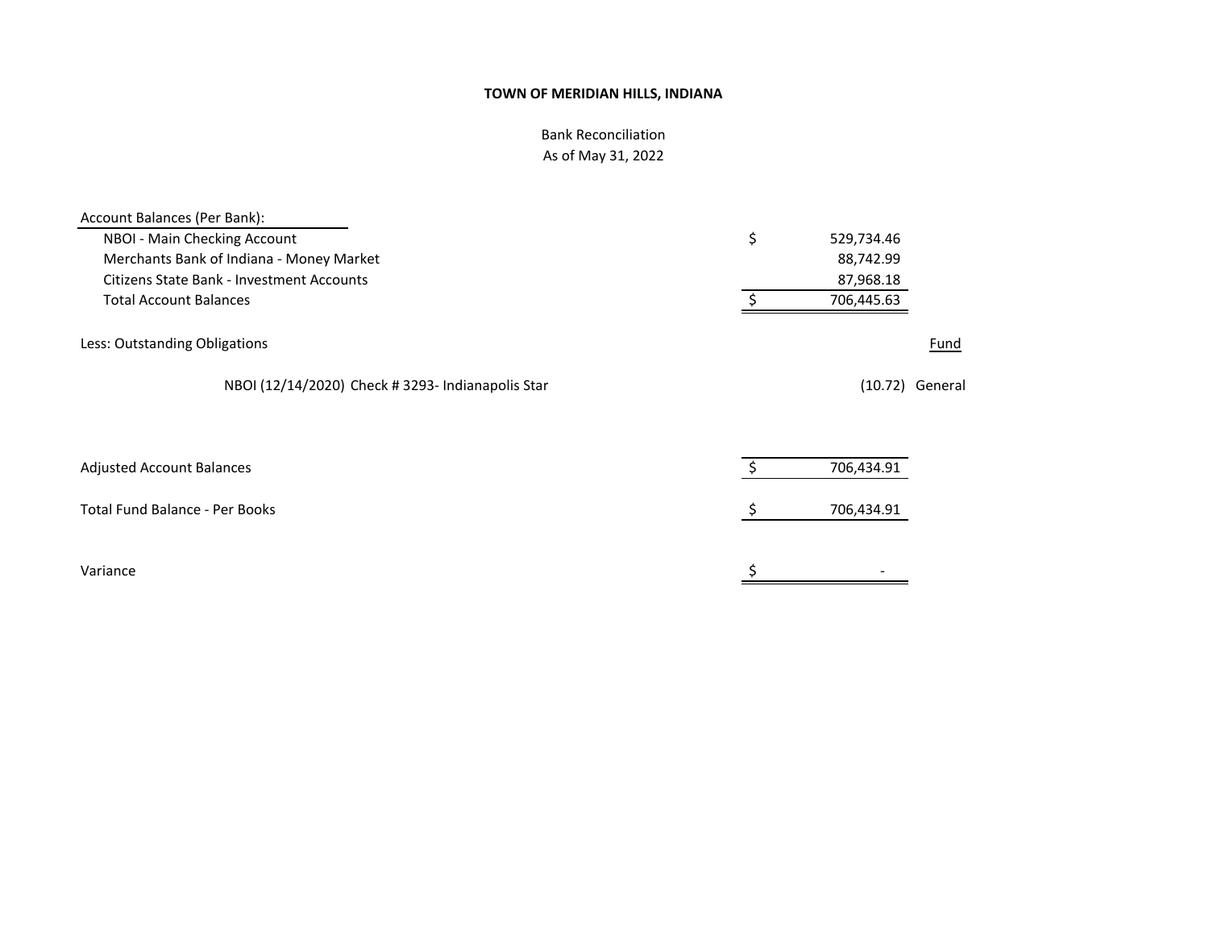**TOWN OF MERIDIAN HILLS, INDIANA**

Bank Reconciliation
As of May 31, 2022

| Account Balances (Per Bank): | | | |
|---|---|---|---|
| NBOI - Main Checking Account | $ | 529,734.46 | |
| Merchants Bank of Indiana - Money Market | | 88,742.99 | |
| Citizens State Bank - Investment Accounts | | 87,968.18 | |
| Total Account Balances | $ | 706,445.63 | |
| | | | |
| Less: Outstanding Obligations | | | Fund |
| NBOI (12/14/2020) Check # 3293- Indianapolis Star | | (10.72) | General |
| | | | |
| Adjusted Account Balances | $ | 706,434.91 | |
| | | | |
| Total Fund Balance - Per Books | $ | 706,434.91 | |
| | | | |
| Variance | $ | - | |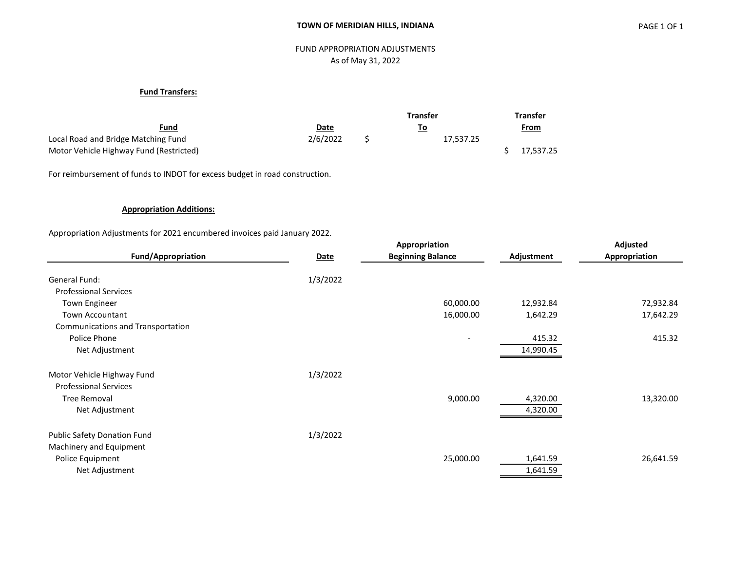**TOWN OF MERIDIAN HILLS, INDIANA**

FUND APPROPRIATION ADJUSTMENTS
As of May 31, 2022

**Fund Transfers:**

| Fund | Date | Transfer To | Transfer From |
|---|---|---|---|
| Local Road and Bridge Matching Fund | 2/6/2022 | $ 17,537.25 | |
| Motor Vehicle Highway Fund (Restricted) | | | $ 17,537.25 |

For reimbursement of funds to INDOT for excess budget in road construction.

**Appropriation Additions:**

Appropriation Adjustments for 2021 encumbered invoices paid January 2022.

| Fund/Appropriation | Date | Appropriation Beginning Balance | Adjustment | Adjusted Appropriation |
|---|---|---|---|---|
| General Fund: | 1/3/2022 | | | |
| Professional Services | | | | |
| Town Engineer | | 60,000.00 | 12,932.84 | 72,932.84 |
| Town Accountant | | 16,000.00 | 1,642.29 | 17,642.29 |
| Communications and Transportation | | | | |
| Police Phone | | - | 415.32 | 415.32 |
| Net Adjustment | | | 14,990.45 | |
| Motor Vehicle Highway Fund | 1/3/2022 | | | |
| Professional Services | | | | |
| Tree Removal | | 9,000.00 | 4,320.00 | 13,320.00 |
| Net Adjustment | | | 4,320.00 | |
| Public Safety Donation Fund | 1/3/2022 | | | |
| Machinery and Equipment | | | | |
| Police Equipment | | 25,000.00 | 1,641.59 | 26,641.59 |
| Net Adjustment | | | 1,641.59 | |